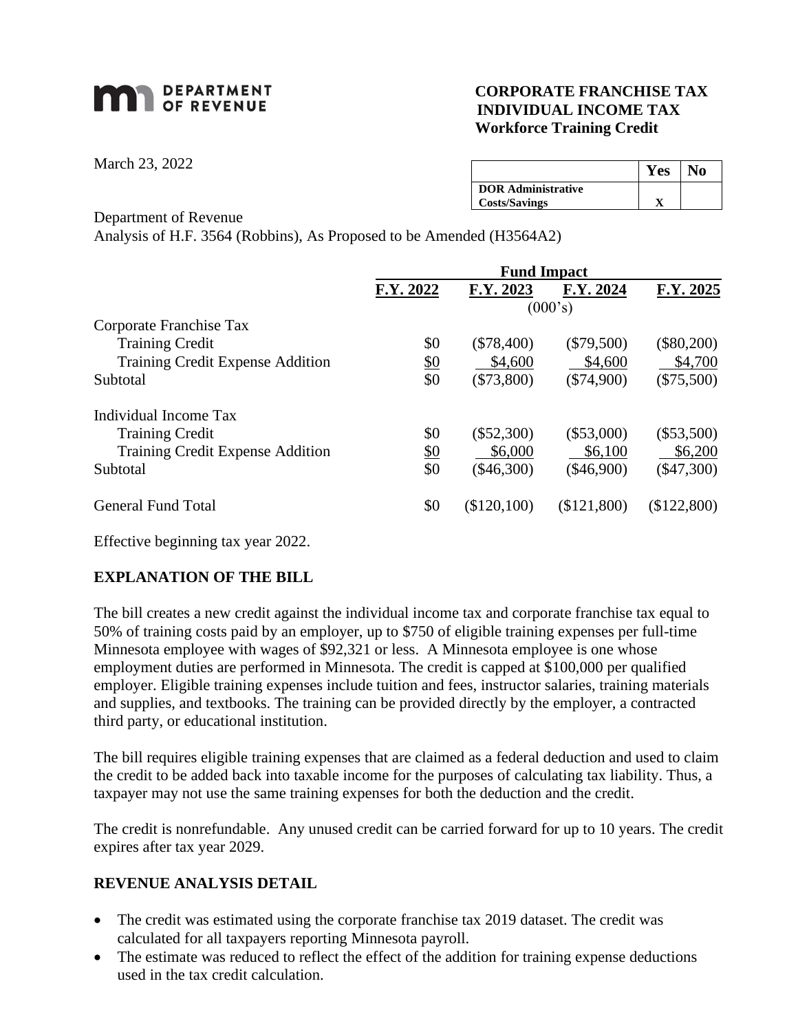**DEPARTMENT OF REVENUE**

**CORPORATE FRANCHISE TAX**
**INDIVIDUAL INCOME TAX**
**Workforce Training Credit**

March 23, 2022

| | Yes | No |
|---|---|---|
| **DOR Administrative Costs/Savings** | **X** | |

Department of Revenue
Analysis of H.F. 3564 (Robbins), As Proposed to be Amended (H3564A2)

| | Fund Impact | | | |
|---|---|---|---|---|
| | **F.Y. 2022** | **F.Y. 2023** | **F.Y. 2024** | **F.Y. 2025** |
| | (000's) | | | |
| Corporate Franchise Tax | | | | |
| Training Credit | $0 | ($78,400) | ($79,500) | ($80,200) |
| Training Credit Expense Addition | $0 | $4,600 | $4,600 | $4,700 |
| Subtotal | $0 | ($73,800) | ($74,900) | ($75,500) |
| Individual Income Tax | | | | |
| Training Credit | $0 | ($52,300) | ($53,000) | ($53,500) |
| Training Credit Expense Addition | $0 | $6,000 | $6,100 | $6,200 |
| Subtotal | $0 | ($46,300) | ($46,900) | ($47,300) |
| General Fund Total | $0 | ($120,100) | ($121,800) | ($122,800) |

Effective beginning tax year 2022.

## EXPLANATION OF THE BILL

The bill creates a new credit against the individual income tax and corporate franchise tax equal to 50% of training costs paid by an employer, up to $750 of eligible training expenses per full-time Minnesota employee with wages of $92,321 or less. A Minnesota employee is one whose employment duties are performed in Minnesota. The credit is capped at $100,000 per qualified employer. Eligible training expenses include tuition and fees, instructor salaries, training materials and supplies, and textbooks. The training can be provided directly by the employer, a contracted third party, or educational institution.

The bill requires eligible training expenses that are claimed as a federal deduction and used to claim the credit to be added back into taxable income for the purposes of calculating tax liability. Thus, a taxpayer may not use the same training expenses for both the deduction and the credit.

The credit is nonrefundable. Any unused credit can be carried forward for up to 10 years. The credit expires after tax year 2029.

## REVENUE ANALYSIS DETAIL

- The credit was estimated using the corporate franchise tax 2019 dataset. The credit was calculated for all taxpayers reporting Minnesota payroll.
- The estimate was reduced to reflect the effect of the addition for training expense deductions used in the tax credit calculation.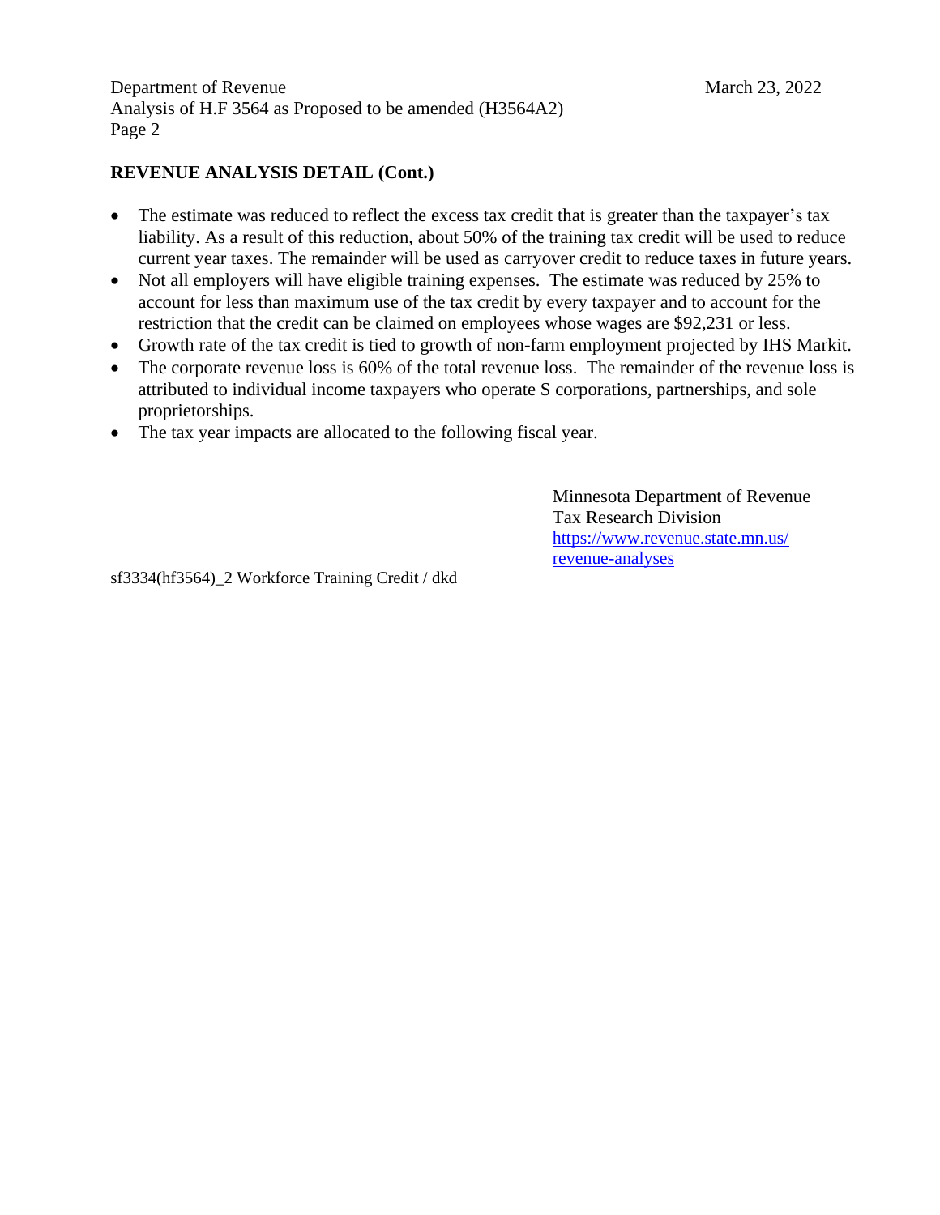**REVENUE ANALYSIS DETAIL (Cont.)**

- The estimate was reduced to reflect the excess tax credit that is greater than the taxpayer's tax liability. As a result of this reduction, about 50% of the training tax credit will be used to reduce current year taxes. The remainder will be used as carryover credit to reduce taxes in future years.
- Not all employers will have eligible training expenses. The estimate was reduced by 25% to account for less than maximum use of the tax credit by every taxpayer and to account for the restriction that the credit can be claimed on employees whose wages are $92,231 or less.
- Growth rate of the tax credit is tied to growth of non-farm employment projected by IHS Markit.
- The corporate revenue loss is 60% of the total revenue loss. The remainder of the revenue loss is attributed to individual income taxpayers who operate S corporations, partnerships, and sole proprietorships.
- The tax year impacts are allocated to the following fiscal year.

Minnesota Department of Revenue
Tax Research Division
https://www.revenue.state.mn.us/revenue-analyses

sf3334(hf3564)_2 Workforce Training Credit / dkd